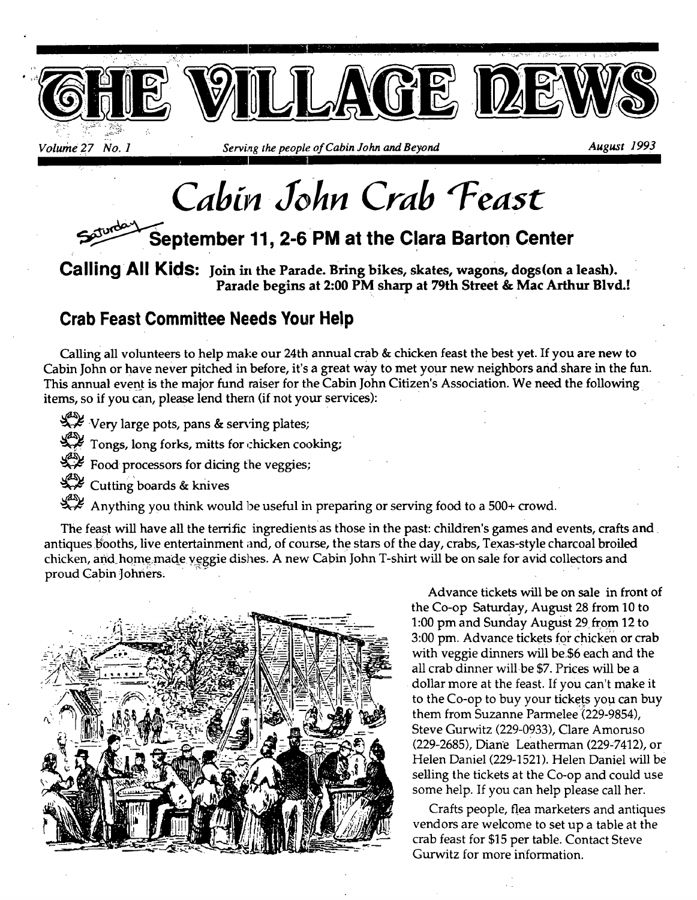# THE VILLAGE NEWS

*Volume 27 No. 1* *Serving the people of Cabin John and Beyond* *August 1993*

# Cabin John Crab Feast

## Saturday September 11, 2-6 PM at the Clara Barton Center

**Calling All Kids:** **Join in the Parade. Bring bikes, skates, wagons, dogs(on a leash). Parade begins at 2:00 PM sharp at 79th Street & Mac Arthur Blvd.!**

### Crab Feast Committee Needs Your Help

Calling all volunteers to help make our 24th annual crab & chicken feast the best yet. If you are new to Cabin John or have never pitched in before, it's a great way to met your new neighbors and share in the fun. This annual event is the major fund raiser for the Cabin John Citizen's Association. We need the following items, so if you can, please lend them (if not your services):

- Very large pots, pans & serving plates;
- Tongs, long forks, mitts for chicken cooking;
- Food processors for dicing the veggies;
- Cutting boards & knives
- Anything you think would be useful in preparing or serving food to a 500+ crowd.

The feast will have all the terrific ingredients as those in the past: children's games and events, crafts and antiques booths, live entertainment and, of course, the stars of the day, crabs, Texas-style charcoal broiled chicken, and home made veggie dishes. A new Cabin John T-shirt will be on sale for avid collectors and proud Cabin Johners.

Advance tickets will be on sale in front of the Co-op Saturday, August 28 from 10 to 1:00 pm and Sunday August 29 from 12 to 3:00 pm. Advance tickets for chicken or crab with veggie dinners will be $6 each and the all crab dinner will be $7. Prices will be a dollar more at the feast. If you can't make it to the Co-op to buy your tickets you can buy them from Suzanne Parmelee (229-9854), Steve Gurwitz (229-0933), Clare Amoruso (229-2685), Diane Leatherman (229-7412), or Helen Daniel (229-1521). Helen Daniel will be selling the tickets at the Co-op and could use some help. If you can help please call her.

Crafts people, flea marketers and antiques vendors are welcome to set up a table at the crab feast for $15 per table. Contact Steve Gurwitz for more information.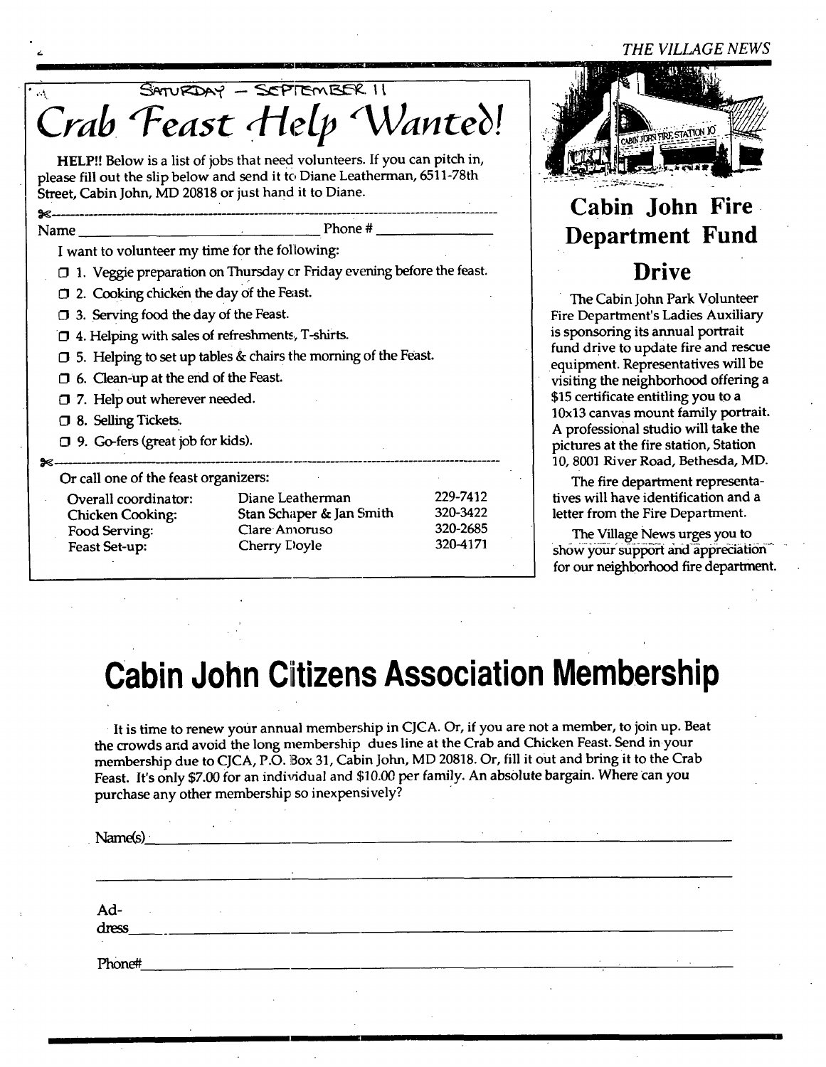SATURDAY – SEPTEMBER 11

# Crab Feast Help Wanted!

HELP!! Below is a list of jobs that need volunteers. If you can pitch in, please fill out the slip below and send it to Diane Leatherman, 6511-78th Street, Cabin John, MD 20818 or just hand it to Diane.

---

Name ______________________ Phone # ____________

I want to volunteer my time for the following:

- ☐ 1. Veggie preparation on Thursday or Friday evening before the feast.
- ☐ 2. Cooking chicken the day of the Feast.
- ☐ 3. Serving food the day of the Feast.
- ☐ 4. Helping with sales of refreshments, T-shirts.
- ☐ 5. Helping to set up tables & chairs the morning of the Feast.
- ☐ 6. Clean-up at the end of the Feast.
- ☐ 7. Help out wherever needed.
- ☐ 8. Selling Tickets.
- ☐ 9. Go-fers (great job for kids).

---

Or call one of the feast organizers:

| | | |
|---|---|---|
| Overall coordinator: | Diane Leatherman | 229-7412 |
| Chicken Cooking: | Stan Schaper & Jan Smith | 320-3422 |
| Food Serving: | Clare Amoruso | 320-2685 |
| Feast Set-up: | Cherry Doyle | 320-4171 |

## Cabin John Fire Department Fund Drive

The Cabin John Park Volunteer Fire Department's Ladies Auxiliary is sponsoring its annual portrait fund drive to update fire and rescue equipment. Representatives will be visiting the neighborhood offering a $15 certificate entitling you to a 10x13 canvas mount family portrait. A professional studio will take the pictures at the fire station, Station 10, 8001 River Road, Bethesda, MD.

The fire department representatives will have identification and a letter from the Fire Department.

The Village News urges you to show your support and appreciation for our neighborhood fire department.

# Cabin John Citizens Association Membership

It is time to renew your annual membership in CJCA. Or, if you are not a member, to join up. Beat the crowds and avoid the long membership dues line at the Crab and Chicken Feast. Send in your membership due to CJCA, P.O. Box 31, Cabin John, MD 20818. Or, fill it out and bring it to the Crab Feast. It's only $7.00 for an individual and $10.00 per family. An absolute bargain. Where can you purchase any other membership so inexpensively?

Name(s) ____________________________________________

____________________________________________

Address ____________________________________________

Phone# ____________________________________________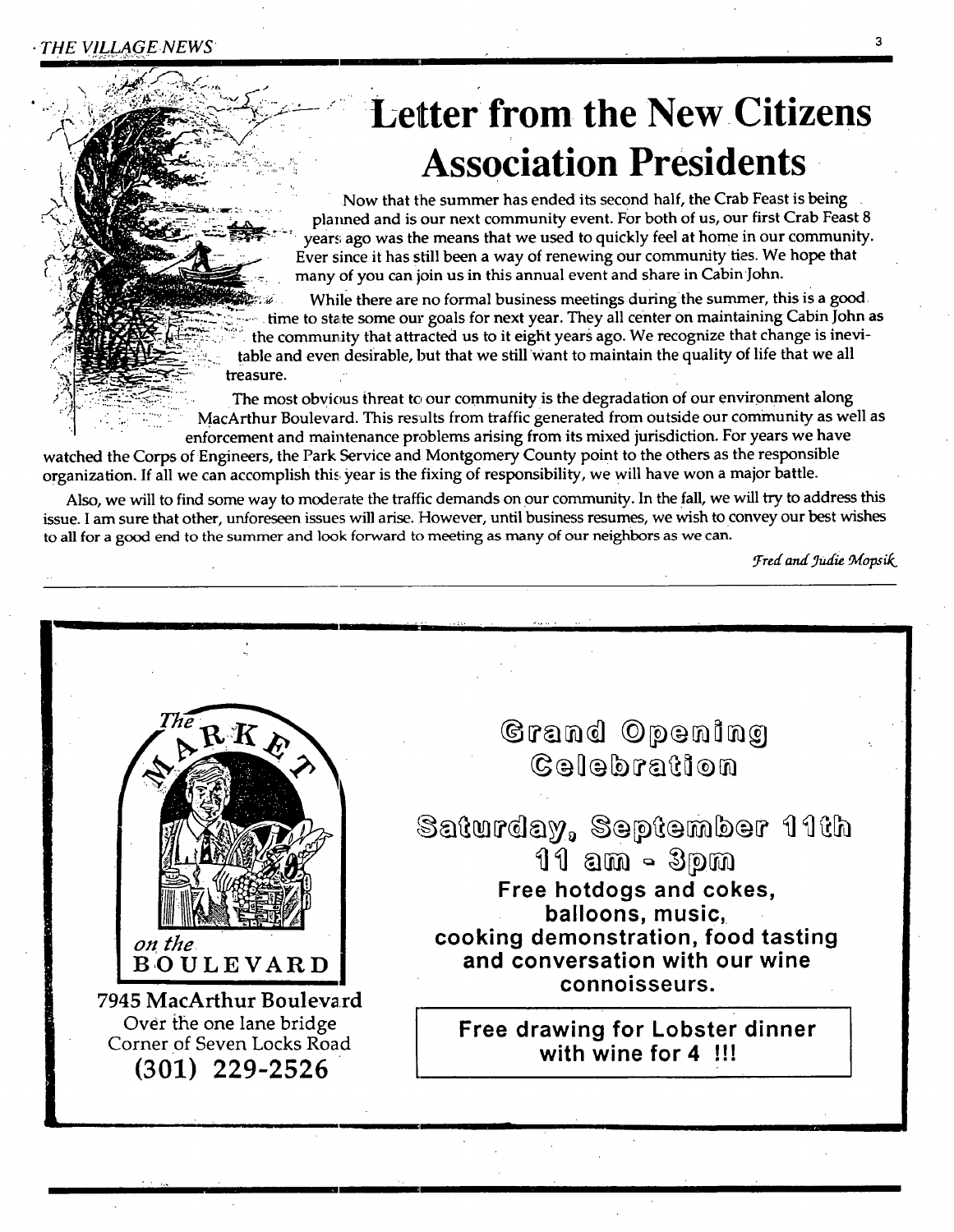# Letter from the New Citizens Association Presidents

Now that the summer has ended its second half, the Crab Feast is being planned and is our next community event. For both of us, our first Crab Feast 8 years ago was the means that we used to quickly feel at home in our community. Ever since it has still been a way of renewing our community ties. We hope that many of you can join us in this annual event and share in Cabin John.

While there are no formal business meetings during the summer, this is a good time to state some our goals for next year. They all center on maintaining Cabin John as the community that attracted us to it eight years ago. We recognize that change is inevitable and even desirable, but that we still want to maintain the quality of life that we all treasure.

The most obvious threat to our community is the degradation of our environment along MacArthur Boulevard. This results from traffic generated from outside our community as well as enforcement and maintenance problems arising from its mixed jurisdiction. For years we have watched the Corps of Engineers, the Park Service and Montgomery County point to the others as the responsible organization. If all we can accomplish this year is the fixing of responsibility, we will have won a major battle.

Also, we will to find some way to moderate the traffic demands on our community. In the fall, we will try to address this issue. I am sure that other, unforeseen issues will arise. However, until business resumes, we wish to convey our best wishes to all for a good end to the summer and look forward to meeting as many of our neighbors as we can.

*Fred and Judie Mopsik*

---

**The MARKET on the BOULEVARD**

7945 MacArthur Boulevard
Over the one lane bridge
Corner of Seven Locks Road
**(301) 229-2526**

## Grand Opening Celebration

## Saturday, September 11th
## 11 am - 3pm

**Free hotdogs and cokes, balloons, music, cooking demonstration, food tasting and conversation with our wine connoisseurs.**

**Free drawing for Lobster dinner with wine for 4 !!!**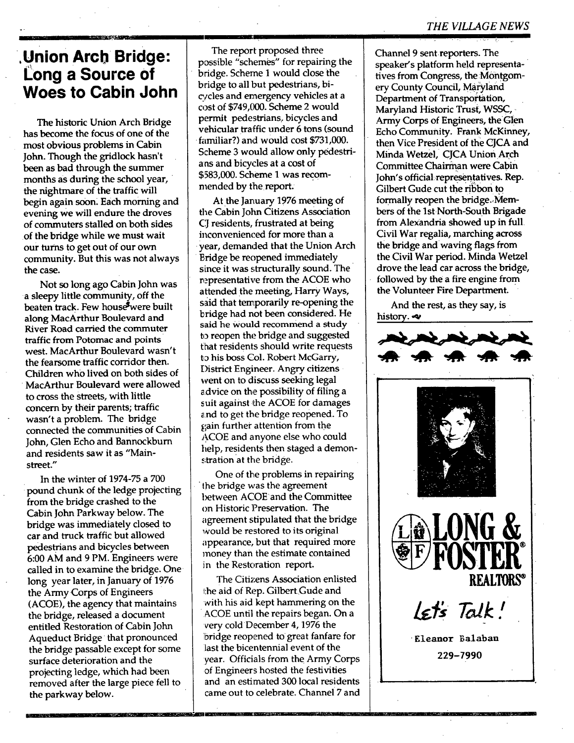# Union Arch Bridge: Long a Source of Woes to Cabin John

The historic Union Arch Bridge has become the focus of one of the most obvious problems in Cabin John. Though the gridlock hasn't been as bad through the summer months as during the school year, the nightmare of the traffic will begin again soon. Each morning and evening we will endure the droves of commuters stalled on both sides of the bridge while we must wait our turns to get out of our own community. But this was not always the case.

Not so long ago Cabin John was a sleepy little community, off the beaten track. Few houses were built along MacArthur Boulevard and River Road carried the commuter traffic from Potomac and points west. MacArthur Boulevard wasn't the fearsome traffic corridor then. Children who lived on both sides of MacArthur Boulevard were allowed to cross the streets, with little concern by their parents; traffic wasn't a problem. The bridge connected the communities of Cabin John, Glen Echo and Bannockburn and residents saw it as "Mainstreet."

In the winter of 1974-75 a 700 pound chunk of the ledge projecting from the bridge crashed to the Cabin John Parkway below. The bridge was immediately closed to car and truck traffic but allowed pedestrians and bicycles between 6:00 AM and 9 PM. Engineers were called in to examine the bridge. One long year later, in January of 1976 the Army Corps of Engineers (ACOE), the agency that maintains the bridge, released a document entitled Restoration of Cabin John Aqueduct Bridge that pronounced the bridge passable except for some surface deterioration and the projecting ledge, which had been removed after the large piece fell to the parkway below.

The report proposed three possible "schemes" for repairing the bridge. Scheme 1 would close the bridge to all but pedestrians, bicycles and emergency vehicles at a cost of $749,000. Scheme 2 would permit pedestrians, bicycles and vehicular traffic under 6 tons (sound familiar?) and would cost $731,000. Scheme 3 would allow only pedestrians and bicycles at a cost of $583,000. Scheme 1 was recommended by the report.

At the January 1976 meeting of the Cabin John Citizens Association CJ residents, frustrated at being inconvenienced for more than a year, demanded that the Union Arch Bridge be reopened immediately since it was structurally sound. The representative from the ACOE who attended the meeting, Harry Ways, said that temporarily re-opening the bridge had not been considered. He said he would recommend a study to reopen the bridge and suggested that residents should write requests to his boss Col. Robert McGarry, District Engineer. Angry citizens went on to discuss seeking legal advice on the possibility of filing a suit against the ACOE for damages and to get the bridge reopened. To gain further attention from the ACOE and anyone else who could help, residents then staged a demonstration at the bridge.

One of the problems in repairing the bridge was the agreement between ACOE and the Committee on Historic Preservation. The agreement stipulated that the bridge would be restored to its original appearance, but that required more money than the estimate contained in the Restoration report.

The Citizens Association enlisted the aid of Rep. Gilbert Gude and with his aid kept hammering on the ACOE until the repairs began. On a very cold December 4, 1976 the bridge reopened to great fanfare for last the bicentennial event of the year. Officials from the Army Corps of Engineers hosted the festivities and an estimated 300 local residents came out to celebrate. Channel 7 and Channel 9 sent reporters. The speaker's platform held representatives from Congress, the Montgomery County Council, Maryland Department of Transportation, Maryland Historic Trust, WSSC, Army Corps of Engineers, the Glen Echo Community. Frank McKinney, then Vice President of the CJCA and Minda Wetzel, CJCA Union Arch Committee Chairman were Cabin John's official representatives. Rep. Gilbert Gude cut the ribbon to formally reopen the bridge. Members of the 1st North-South Brigade from Alexandria showed up in full Civil War regalia, marching across the bridge and waving flags from the Civil War period. Minda Wetzel drove the lead car across the bridge, followed by the a fire engine from the Volunteer Fire Department.

And the rest, as they say, is history.

---

**LONG & FOSTER REALTORS®**

*Let's Talk!*

Eleanor Balaban

229-7990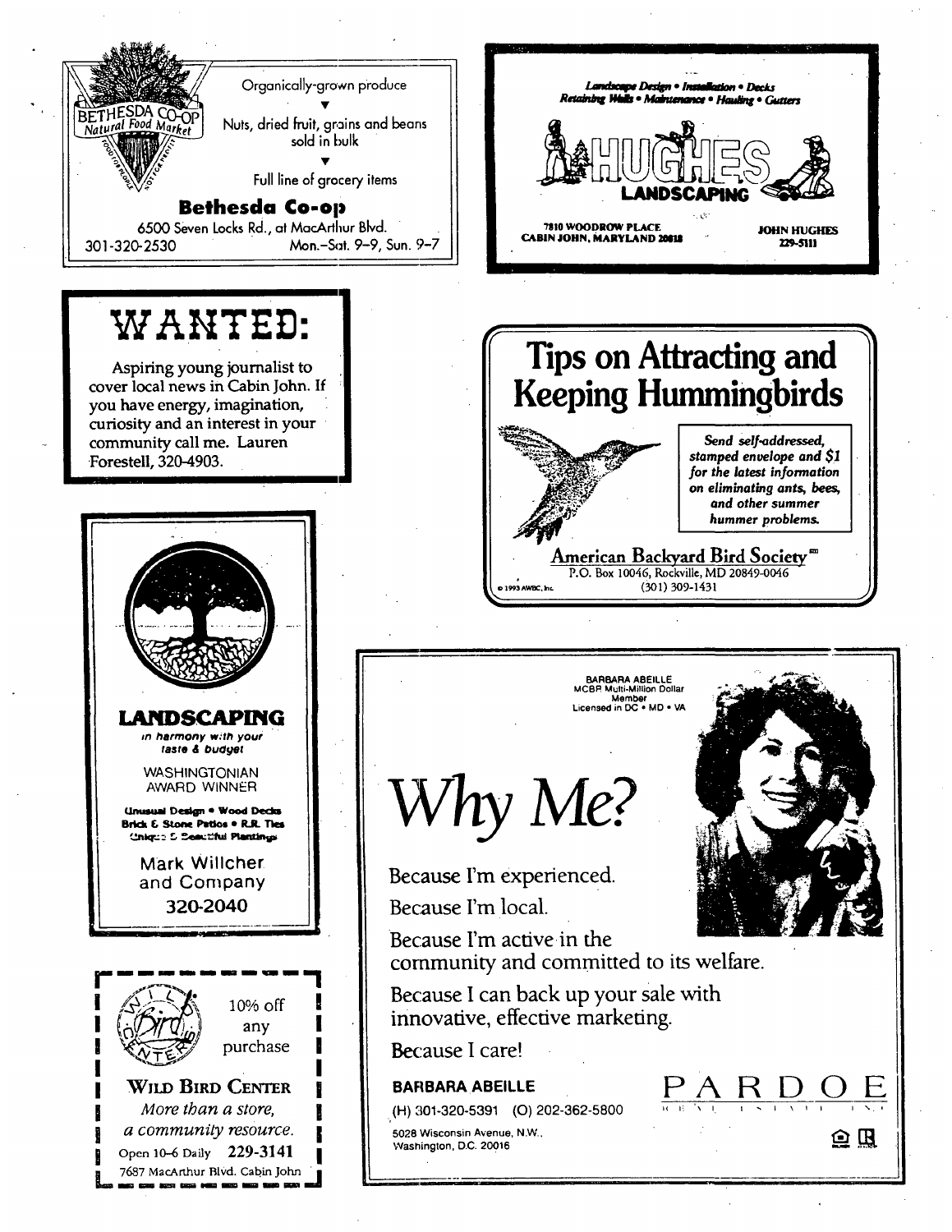**BETHESDA CO-OP** *Natural Food Market*

Organically-grown produce

Nuts, dried fruit, grains and beans sold in bulk

Full line of grocery items

**Bethesda Co-op**

6500 Seven Locks Rd., at MacArthur Blvd.

301-320-2530 Mon.–Sat. 9–9, Sun. 9–7

---

*Landscape Design • Installation • Decks*
*Retaining Walls • Maintenance • Hauling • Gutters*

**HUGHES LANDSCAPING**

7810 WOODROW PLACE
CABIN JOHN, MARYLAND 20818

JOHN HUGHES
229-5111

---

# WANTED:

Aspiring young journalist to cover local news in Cabin John. If you have energy, imagination, curiosity and an interest in your community call me. Lauren Forestell, 320-4903.

---

# Tips on Attracting and Keeping Hummingbirds

*Send self-addressed, stamped envelope and $1 for the latest information on eliminating ants, bees, and other summer hummer problems.*

**American Backyard Bird Society**™
P.O. Box 10046, Rockville, MD 20849-0046
(301) 309-1431

© 1993 AWBC, Inc.

---

**LANDSCAPING**

*in harmony with your taste & budget*

WASHINGTONIAN AWARD WINNER

**Unusual Design • Wood Decks**
**Brick & Stone Patios • R.R. Ties**
**Unique & Beautiful Plantings**

Mark Willcher and Company

**320-2040**

---

**WILD BIRD CENTER**

10% off any purchase

*More than a store, a community resource.*

Open 10–6 Daily **229-3141**

7687 MacArthur Blvd. Cabin John

---

BARBARA ABEILLE
MCBR Multi-Million Dollar Member
Licensed in DC • MD • VA

# Why Me?

Because I'm experienced.

Because I'm local.

Because I'm active in the community and committed to its welfare.

Because I can back up your sale with innovative, effective marketing.

Because I care!

**BARBARA ABEILLE**

(H) 301-320-5391 (O) 202-362-5800

5028 Wisconsin Avenue, N.W.,
Washington, D.C. 20016

PARDOE REAL ESTATE INC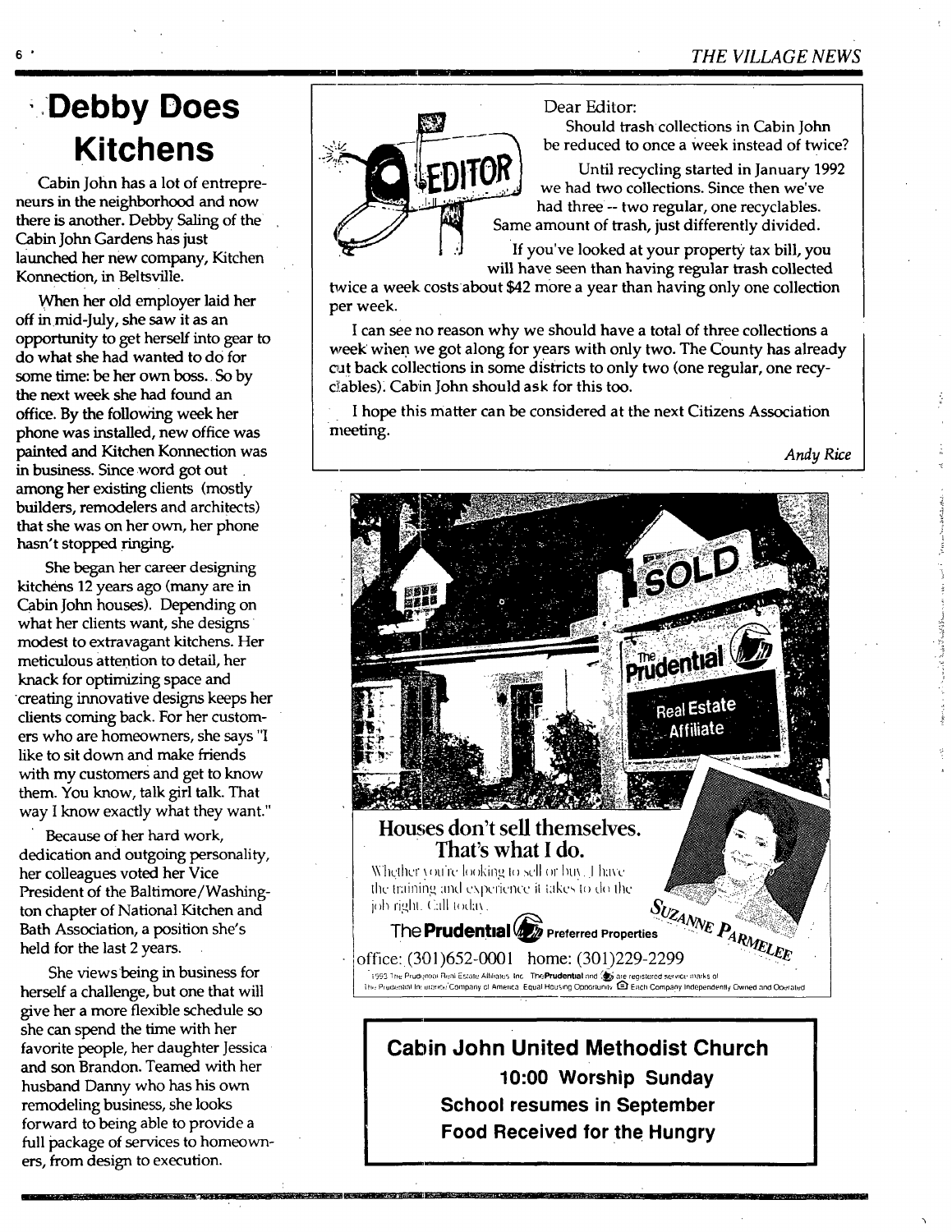# Debby Does Kitchens

Cabin John has a lot of entrepreneurs in the neighborhood and now there is another. Debby Saling of the Cabin John Gardens has just launched her new company, Kitchen Konnection, in Beltsville.

When her old employer laid her off in mid-July, she saw it as an opportunity to get herself into gear to do what she had wanted to do for some time: be her own boss. So by the next week she had found an office. By the following week her phone was installed, new office was painted and Kitchen Konnection was in business. Since word got out among her existing clients (mostly builders, remodelers and architects) that she was on her own, her phone hasn't stopped ringing.

She began her career designing kitchens 12 years ago (many are in Cabin John houses). Depending on what her clients want, she designs modest to extravagant kitchens. Her meticulous attention to detail, her knack for optimizing space and creating innovative designs keeps her clients coming back. For her customers who are homeowners, she says "I like to sit down and make friends with my customers and get to know them. You know, talk girl talk. That way I know exactly what they want."

Because of her hard work, dedication and outgoing personality, her colleagues voted her Vice President of the Baltimore/Washington chapter of National Kitchen and Bath Association, a position she's held for the last 2 years.

She views being in business for herself a challenge, but one that will give her a more flexible schedule so she can spend the time with her favorite people, her daughter Jessica and son Brandon. Teamed with her husband Danny who has his own remodeling business, she looks forward to being able to provide a full package of services to homeowners, from design to execution.

EDITOR

Dear Editor:

Should trash collections in Cabin John be reduced to once a week instead of twice?

Until recycling started in January 1992 we had two collections. Since then we've had three -- two regular, one recyclables. Same amount of trash, just differently divided.

If you've looked at your property tax bill, you will have seen than having regular trash collected twice a week costs about $42 more a year than having only one collection per week.

I can see no reason why we should have a total of three collections a week when we got along for years with only two. The County has already cut back collections in some districts to only two (one regular, one recyclables). Cabin John should ask for this too.

I hope this matter can be considered at the next Citizens Association meeting.

*Andy Rice*

SOLD

The Prudential Real Estate Affiliate

**Houses don't sell themselves. That's what I do.**

Whether you're looking to sell or buy, I have the training and experience it takes to do the job right. Call today.

**The Prudential** Preferred Properties

SUZANNE PARMELEE

office: (301)652-0001 home: (301)229-2299

1993 The Prudential Real Estate Affiliates, Inc. The Prudential and are registered service marks of The Prudential Insurance Company of America. Equal Housing Opportunity. Each Company Independently Owned and Operated.

**Cabin John United Methodist Church**

**10:00 Worship Sunday**

**School resumes in September**

**Food Received for the Hungry**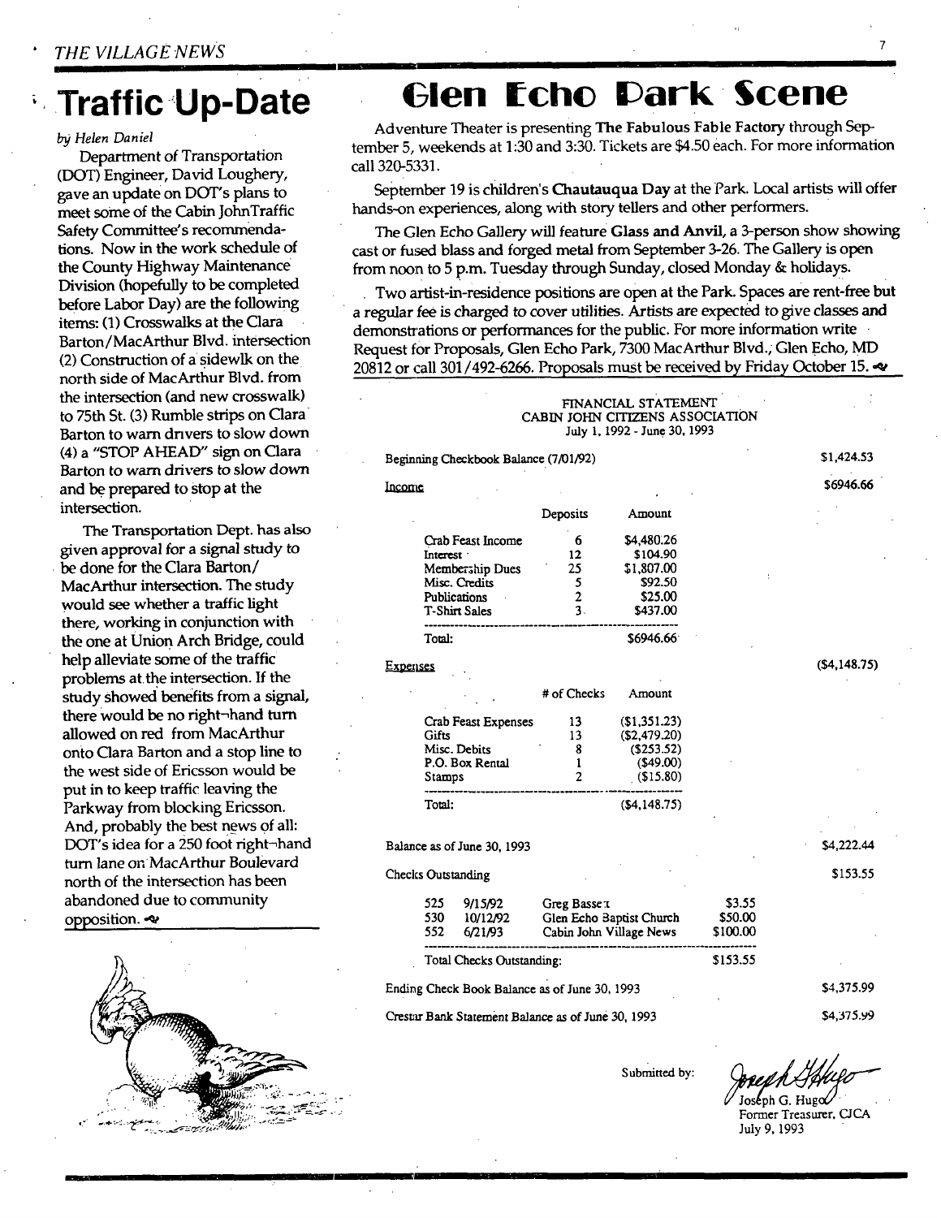# Traffic Up-Date

*by Helen Daniel*

Department of Transportation (DOT) Engineer, David Loughery, gave an update on DOT's plans to meet some of the Cabin JohnTraffic Safety Committee's recommendations. Now in the work schedule of the County Highway Maintenance Division (hopefully to be completed before Labor Day) are the following items: (1) Crosswalks at the Clara Barton/MacArthur Blvd. intersection (2) Construction of a sidewlk on the north side of MacArthur Blvd. from the intersection (and new crosswalk) to 75th St. (3) Rumble strips on Clara Barton to warn dnvers to slow down (4) a "STOP AHEAD" sign on Clara Barton to warn drivers to slow down and be prepared to stop at the intersection.

The Transportation Dept. has also given approval for a signal study to be done for the Clara Barton/ MacArthur intersection. The study would see whether a traffic light there, working in conjunction with the one at Union Arch Bridge, could help alleviate some of the traffic problems at the intersection. If the study showed benefits from a signal, there would be no right-hand turn allowed on red from MacArthur onto Clara Barton and a stop line to the west side of Ericsson would be put in to keep traffic leaving the Parkway from blocking Ericsson. And, probably the best news of all: DOT's idea for a 250 foot right-hand turn lane on MacArthur Boulevard north of the intersection has been abandoned due to community opposition.

# Glen Echo Park Scene

Adventure Theater is presenting **The Fabulous Fable Factory** through September 5, weekends at 1:30 and 3:30. Tickets are $4.50 each. For more information call 320-5331.

September 19 is children's **Chautauqua Day** at the Park. Local artists will offer hands-on experiences, along with story tellers and other performers.

The Glen Echo Gallery will feature **Glass and Anvil**, a 3-person show showing cast or fused blass and forged metal from September 3-26. The Gallery is open from noon to 5 p.m. Tuesday through Sunday, closed Monday & holidays.

Two artist-in-residence positions are open at the Park. Spaces are rent-free but a regular fee is charged to cover utilities. Artists are expected to give classes and demonstrations or performances for the public. For more information write Request for Proposals, Glen Echo Park, 7300 MacArthur Blvd., Glen Echo, MD 20812 or call 301/492-6266. Proposals must be received by Friday October 15.

FINANCIAL STATEMENT
CABIN JOHN CITIZENS ASSOCIATION
July 1, 1992 - June 30, 1993

Beginning Checkbook Balance (7/01/92) — $1,424.53

Income — $6946.66

| | Deposits | Amount |
|---|---|---|
| Crab Feast Income | 6 | $4,480.26 |
| Interest | 12 | $104.90 |
| Membership Dues | 25 | $1,807.00 |
| Misc. Credits | 5 | $92.50 |
| Publications | 2 | $25.00 |
| T-Shirt Sales | 3 | $437.00 |
| Total: | | $6946.66 |

Expenses — ($4,148.75)

| | # of Checks | Amount |
|---|---|---|
| Crab Feast Expenses | 13 | ($1,351.23) |
| Gifts | 13 | ($2,479.20) |
| Misc. Debits | 8 | ($253.52) |
| P.O. Box Rental | 1 | ($49.00) |
| Stamps | 2 | ($15.80) |
| Total: | | ($4,148.75) |

Balance as of June 30, 1993 — $4,222.44

Checks Outstanding — $153.55

| | | | |
|---|---|---|---|
| 525 | 9/15/92 | Greg Basset | $3.55 |
| 530 | 10/12/92 | Glen Echo Baptist Church | $50.00 |
| 552 | 6/21/93 | Cabin John Village News | $100.00 |
| Total Checks Outstanding: | | | $153.55 |

Ending Check Book Balance as of June 30, 1993 — $4,375.99

Crestar Bank Statement Balance as of June 30, 1993 — $4,375.99

Submitted by:

Joseph G. Hugo
Former Treasurer, CJCA
July 9, 1993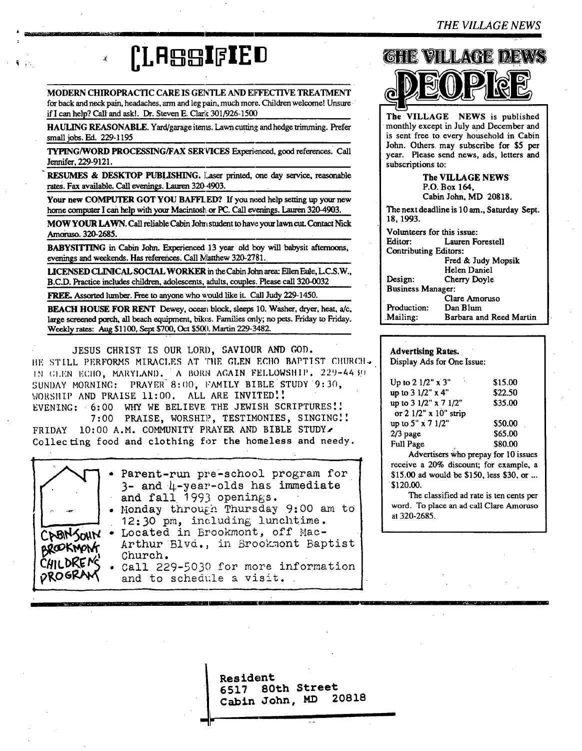# CLASSIFIED

**MODERN CHIROPRACTIC CARE IS GENTLE AND EFFECTIVE TREATMENT** for back and neck pain, headaches, arm and leg pain, much more. Children welcome! Unsure if I can help? Call and ask!. Dr. Steven E. Clark 301/926-1500

**HAULING REASONABLE.** Yard/garage items. Lawn cutting and hedge trimming. Prefer small jobs. Ed. 229-1195

**TYPING/WORD PROCESSING/FAX SERVICES** Experienced, good references. Call Jennifer, 229-9121.

**RESUMES & DESKTOP PUBLISHING.** Laser printed, one day service, reasonable rates. Fax available. Call evenings. Lauren 320-4903.

**Your new COMPUTER GOT YOU BAFFLED?** If you need help setting up your new home computer I can help with your Macintosh or PC. Call evenings. Lauren 320-4903.

**MOW YOUR LAWN.** Call reliable Cabin John student to have your lawn cut. Contact Nick Amoruso. 320-2685.

**BABYSITTING** in Cabin John. Experienced 13 year old boy will babysit afternoons, evenings and weekends. Has references. Call Matthew 320-2781.

**LICENSED CLINICAL SOCIAL WORKER** in the Cabin John area: Ellen Eule, L.C.S.W., B.C.D. Practice includes children, adolescents, adults, couples. Please call 320-0032

**FREE.** Assorted lumber. Free to anyone who would like it. Call Judy 229-1450.

**BEACH HOUSE FOR RENT** Dewey, ocean block, sleeps 10. Washer, dryer, heat, a/c, large screened porch, all beach equipment, bikes. Families only; no pets. Friday to Friday. Weekly rates: Aug $1100, Sept $700, Oct $500. Martin 229-3482.

JESUS CHRIST IS OUR LORD, SAVIOUR AND GOD. HE STILL PERFORMS MIRACLES AT THE GLEN ECHO BAPTIST CHURCH IN GLEN ECHO, MARYLAND. A BORN AGAIN FELLOWSHIP. 229-4430 SUNDAY MORNING: PRAYER 8:00, FAMILY BIBLE STUDY 9:30, WORSHIP AND PRAISE 11:00. ALL ARE INVITED!!
EVENING: 6:00 WHY WE BELIEVE THE JEWISH SCRIPTURES!!
7:00 PRAISE, WORSHIP, TESTIMONIES, SINGING!!
FRIDAY 10:00 A.M. COMMUNITY PRAYER AND BIBLE STUDY
Collecting food and clothing for the homeless and needy.

CABIN JOHN BROOKMONT CHILDREN'S PROGRAM

- Parent-run pre-school program for 3- and 4-year-olds has immediate and fall 1993 openings.
- Monday through Thursday 9:00 am to 12:30 pm, including lunchtime.
- Located in Brookmont, off MacArthur Blvd., in Brookmont Baptist Church.
- Call 229-5030 for more information and to schedule a visit.

# THE VILLAGE NEWS PEOPLE

**The VILLAGE NEWS** is published monthly except in July and December and is sent free to every household in Cabin John. Others may subscribe for $5 per year. Please send news, ads, letters and subscriptions to:

**The VILLAGE NEWS**
P.O. Box 164,
Cabin John, MD 20818.

The next deadline is 10 am., Saturday Sept. 18, 1993.

Volunteers for this issue:

| | |
|---|---|
| Editor: | Lauren Forestell |
| Contributing Editors: | Fred & Judy Mopsik |
| | Helen Daniel |
| Design: | Cherry Doyle |
| Business Manager: | Clare Amoruso |
| Production: | Dan Blum |
| Mailing: | Barbara and Reed Martin |

**Advertising Rates.**
Display Ads for One Issue:

| | |
|---|---|
| Up to 2 1/2" x 3" | $15.00 |
| up to 3 1/2" x 4" | $22.50 |
| up to 3 1/2" x 7 1/2" or 2 1/2" x 10" strip | $35.00 |
| up to 5" x 7 1/2" | $50.00 |
| 2/3 page | $65.00 |
| Full Page | $80.00 |

Advertisers who prepay for 10 issues receive a 20% discount; for example, a $15.00 ad would be $150, less $30, or ... $120.00.

The classified ad rate is ten cents per word. To place an ad call Clare Amoruso at 320-2685.

**Resident**
**6517 80th Street**
**Cabin John, MD 20818**